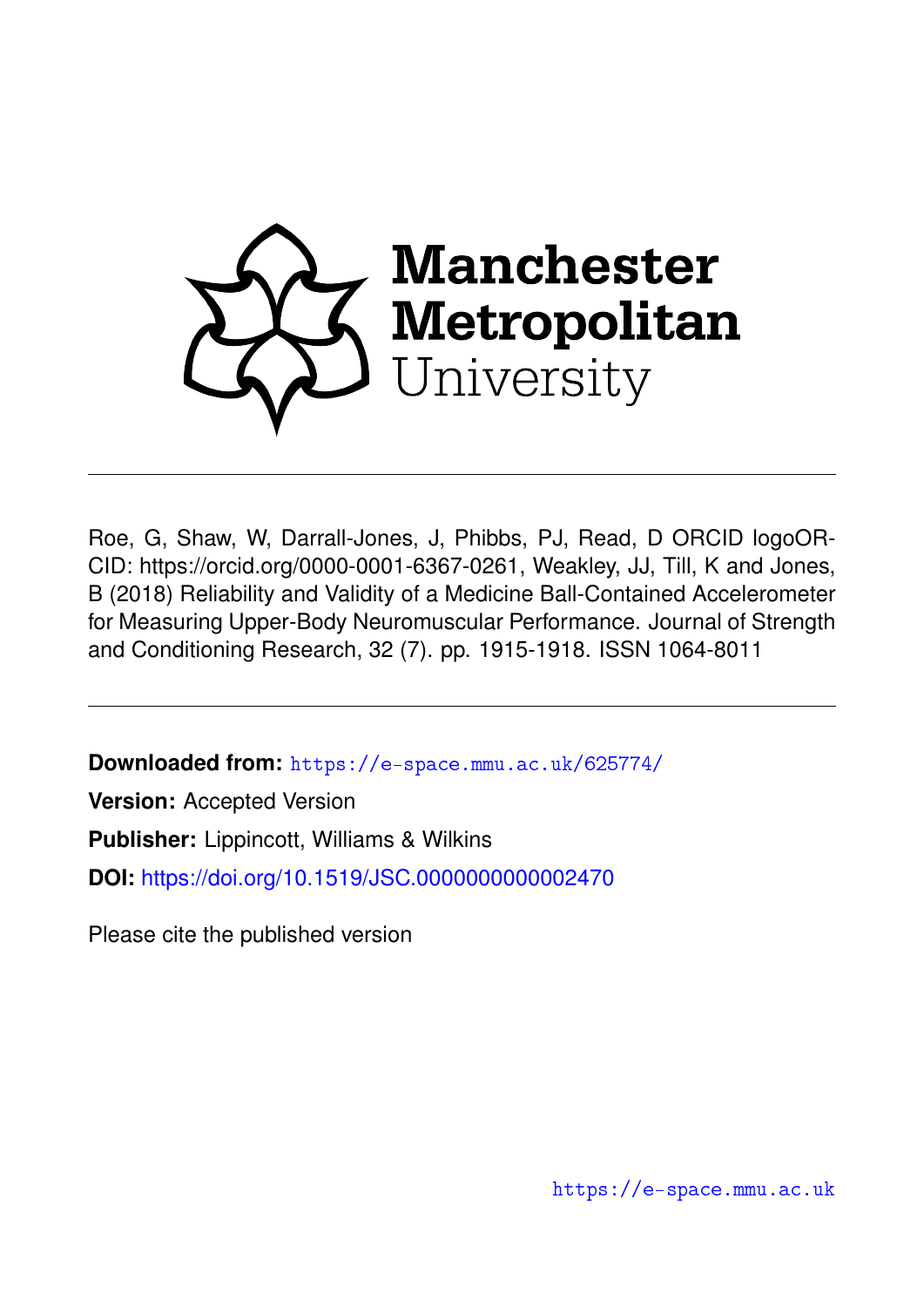Manchester Metropolitan University

Roe, G, Shaw, W, Darrall-Jones, J, Phibbs, PJ, Read, D ORCID logoORCID: https://orcid.org/0000-0001-6367-0261, Weakley, JJ, Till, K and Jones, B (2018) Reliability and Validity of a Medicine Ball-Contained Accelerometer for Measuring Upper-Body Neuromuscular Performance. Journal of Strength and Conditioning Research, 32 (7). pp. 1915-1918. ISSN 1064-8011

**Downloaded from:** https://e-space.mmu.ac.uk/625774/

**Version:** Accepted Version

**Publisher:** Lippincott, Williams & Wilkins

**DOI:** https://doi.org/10.1519/JSC.0000000000002470

Please cite the published version

https://e-space.mmu.ac.uk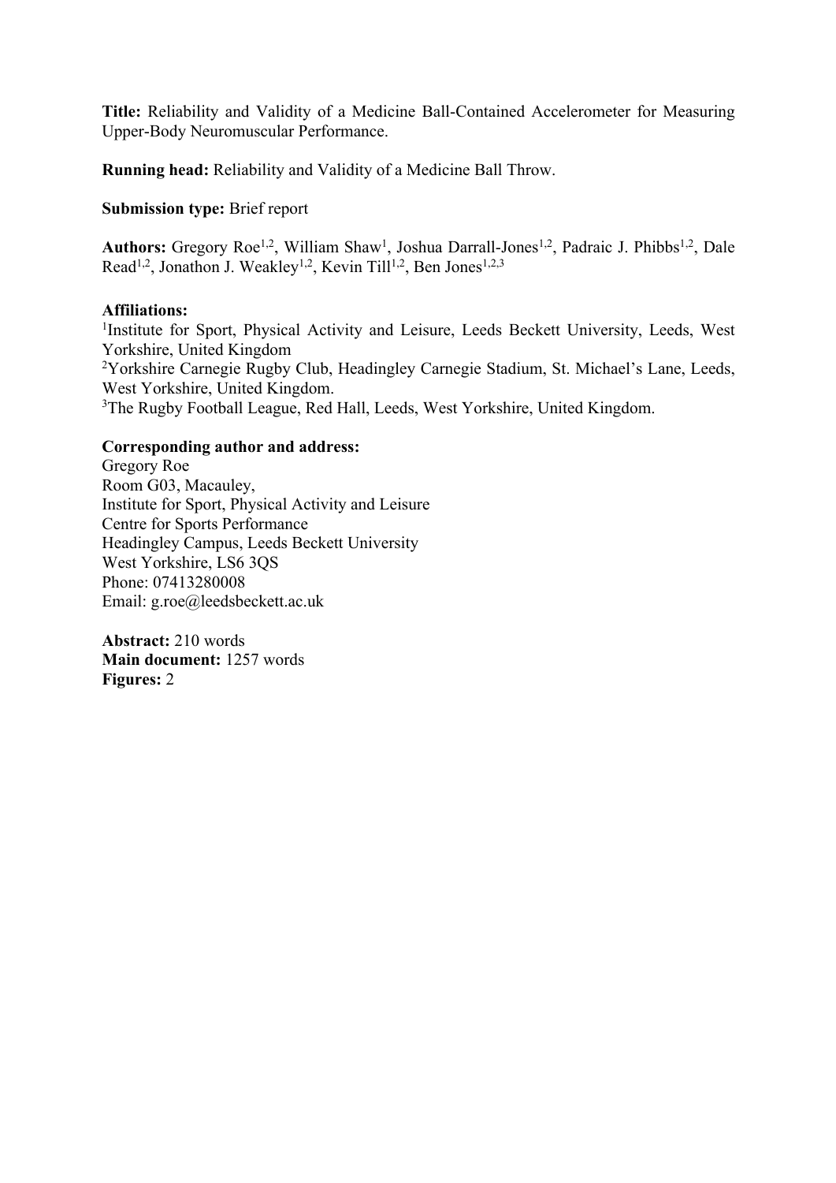**Title:** Reliability and Validity of a Medicine Ball-Contained Accelerometer for Measuring Upper-Body Neuromuscular Performance.

**Running head:** Reliability and Validity of a Medicine Ball Throw.

**Submission type:** Brief report

**Authors:** Gregory Roe[1,2], William Shaw[1], Joshua Darrall-Jones[1,2], Padraic J. Phibbs[1,2], Dale Read[1,2], Jonathon J. Weakley[1,2], Kevin Till[1,2], Ben Jones[1,2,3]

**Affiliations:**
[1]Institute for Sport, Physical Activity and Leisure, Leeds Beckett University, Leeds, West Yorkshire, United Kingdom
[2]Yorkshire Carnegie Rugby Club, Headingley Carnegie Stadium, St. Michael's Lane, Leeds, West Yorkshire, United Kingdom.
[3]The Rugby Football League, Red Hall, Leeds, West Yorkshire, United Kingdom.

**Corresponding author and address:**
Gregory Roe
Room G03, Macauley,
Institute for Sport, Physical Activity and Leisure
Centre for Sports Performance
Headingley Campus, Leeds Beckett University
West Yorkshire, LS6 3QS
Phone: 07413280008
Email: g.roe@leedsbeckett.ac.uk

**Abstract:** 210 words
**Main document:** 1257 words
**Figures:** 2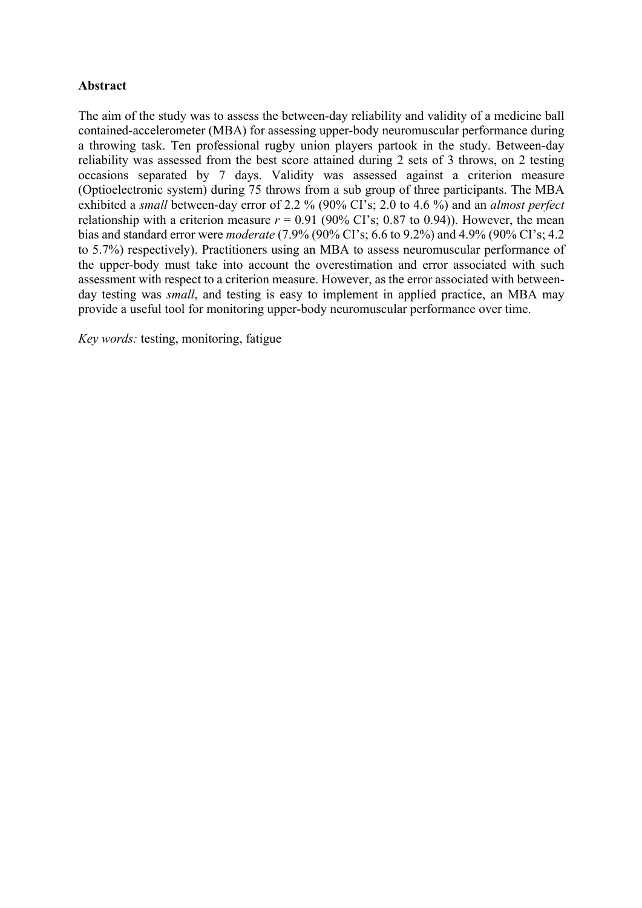**Abstract**

The aim of the study was to assess the between-day reliability and validity of a medicine ball contained-accelerometer (MBA) for assessing upper-body neuromuscular performance during a throwing task. Ten professional rugby union players partook in the study. Between-day reliability was assessed from the best score attained during 2 sets of 3 throws, on 2 testing occasions separated by 7 days. Validity was assessed against a criterion measure (Optioelectronic system) during 75 throws from a sub group of three participants. The MBA exhibited a *small* between-day error of 2.2 % (90% CI's; 2.0 to 4.6 %) and an *almost perfect* relationship with a criterion measure $r = 0.91$ (90% CI's; 0.87 to 0.94)). However, the mean bias and standard error were *moderate* (7.9% (90% CI's; 6.6 to 9.2%) and 4.9% (90% CI's; 4.2 to 5.7%) respectively). Practitioners using an MBA to assess neuromuscular performance of the upper-body must take into account the overestimation and error associated with such assessment with respect to a criterion measure. However, as the error associated with between-day testing was *small*, and testing is easy to implement in applied practice, an MBA may provide a useful tool for monitoring upper-body neuromuscular performance over time.

*Key words:* testing, monitoring, fatigue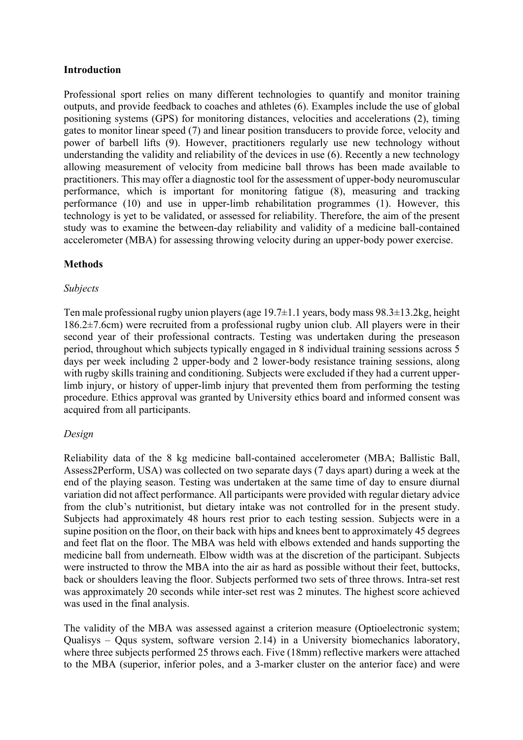## Introduction

Professional sport relies on many different technologies to quantify and monitor training outputs, and provide feedback to coaches and athletes (6). Examples include the use of global positioning systems (GPS) for monitoring distances, velocities and accelerations (2), timing gates to monitor linear speed (7) and linear position transducers to provide force, velocity and power of barbell lifts (9). However, practitioners regularly use new technology without understanding the validity and reliability of the devices in use (6). Recently a new technology allowing measurement of velocity from medicine ball throws has been made available to practitioners. This may offer a diagnostic tool for the assessment of upper-body neuromuscular performance, which is important for monitoring fatigue (8), measuring and tracking performance (10) and use in upper-limb rehabilitation programmes (1). However, this technology is yet to be validated, or assessed for reliability. Therefore, the aim of the present study was to examine the between-day reliability and validity of a medicine ball-contained accelerometer (MBA) for assessing throwing velocity during an upper-body power exercise.

## Methods

### *Subjects*

Ten male professional rugby union players (age 19.7±1.1 years, body mass 98.3±13.2kg, height 186.2±7.6cm) were recruited from a professional rugby union club. All players were in their second year of their professional contracts. Testing was undertaken during the preseason period, throughout which subjects typically engaged in 8 individual training sessions across 5 days per week including 2 upper-body and 2 lower-body resistance training sessions, along with rugby skills training and conditioning. Subjects were excluded if they had a current upper-limb injury, or history of upper-limb injury that prevented them from performing the testing procedure. Ethics approval was granted by University ethics board and informed consent was acquired from all participants.

### *Design*

Reliability data of the 8 kg medicine ball-contained accelerometer (MBA; Ballistic Ball, Assess2Perform, USA) was collected on two separate days (7 days apart) during a week at the end of the playing season. Testing was undertaken at the same time of day to ensure diurnal variation did not affect performance. All participants were provided with regular dietary advice from the club's nutritionist, but dietary intake was not controlled for in the present study. Subjects had approximately 48 hours rest prior to each testing session. Subjects were in a supine position on the floor, on their back with hips and knees bent to approximately 45 degrees and feet flat on the floor. The MBA was held with elbows extended and hands supporting the medicine ball from underneath. Elbow width was at the discretion of the participant. Subjects were instructed to throw the MBA into the air as hard as possible without their feet, buttocks, back or shoulders leaving the floor. Subjects performed two sets of three throws. Intra-set rest was approximately 20 seconds while inter-set rest was 2 minutes. The highest score achieved was used in the final analysis.

The validity of the MBA was assessed against a criterion measure (Optioelectronic system; Qualisys – Qqus system, software version 2.14) in a University biomechanics laboratory, where three subjects performed 25 throws each. Five (18mm) reflective markers were attached to the MBA (superior, inferior poles, and a 3-marker cluster on the anterior face) and were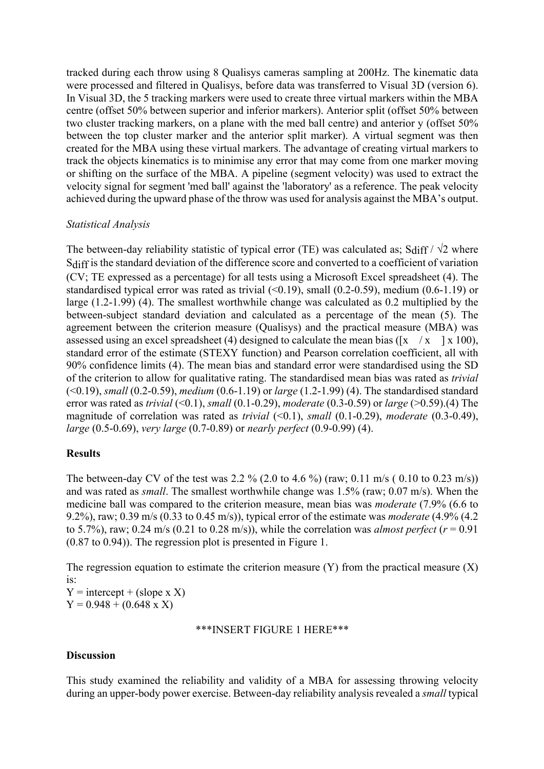tracked during each throw using 8 Qualisys cameras sampling at 200Hz. The kinematic data were processed and filtered in Qualisys, before data was transferred to Visual 3D (version 6). In Visual 3D, the 5 tracking markers were used to create three virtual markers within the MBA centre (offset 50% between superior and inferior markers). Anterior split (offset 50% between two cluster tracking markers, on a plane with the med ball centre) and anterior y (offset 50% between the top cluster marker and the anterior split marker). A virtual segment was then created for the MBA using these virtual markers. The advantage of creating virtual markers to track the objects kinematics is to minimise any error that may come from one marker moving or shifting on the surface of the MBA. A pipeline (segment velocity) was used to extract the velocity signal for segment 'med ball' against the 'laboratory' as a reference. The peak velocity achieved during the upward phase of the throw was used for analysis against the MBA's output.

*Statistical Analysis*

The between-day reliability statistic of typical error (TE) was calculated as; $S_{diff} / \sqrt{2}$ where $S_{diff}$ is the standard deviation of the difference score and converted to a coefficient of variation (CV; TE expressed as a percentage) for all tests using a Microsoft Excel spreadsheet (4). The standardised typical error was rated as trivial (<0.19), small (0.2-0.59), medium (0.6-1.19) or large (1.2-1.99) (4). The smallest worthwhile change was calculated as 0.2 multiplied by the between-subject standard deviation and calculated as a percentage of the mean (5). The agreement between the criterion measure (Qualisys) and the practical measure (MBA) was assessed using an excel spreadsheet (4) designed to calculate the mean bias ([x / x ] x 100), standard error of the estimate (STEXY function) and Pearson correlation coefficient, all with 90% confidence limits (4). The mean bias and standard error were standardised using the SD of the criterion to allow for qualitative rating. The standardised mean bias was rated as *trivial* (<0.19), *small* (0.2-0.59), *medium* (0.6-1.19) or *large* (1.2-1.99) (4). The standardised standard error was rated as *trivial* (<0.1), *small* (0.1-0.29), *moderate* (0.3-0.59) or *large* (>0.59).(4) The magnitude of correlation was rated as *trivial* (<0.1), *small* (0.1-0.29), *moderate* (0.3-0.49), *large* (0.5-0.69), *very large* (0.7-0.89) or *nearly perfect* (0.9-0.99) (4).

## Results

The between-day CV of the test was 2.2 % (2.0 to 4.6 %) (raw; 0.11 m/s ( 0.10 to 0.23 m/s)) and was rated as *small*. The smallest worthwhile change was 1.5% (raw; 0.07 m/s). When the medicine ball was compared to the criterion measure, mean bias was *moderate* (7.9% (6.6 to 9.2%), raw; 0.39 m/s (0.33 to 0.45 m/s)), typical error of the estimate was *moderate* (4.9% (4.2 to 5.7%), raw; 0.24 m/s (0.21 to 0.28 m/s)), while the correlation was *almost perfect* ($r = 0.91$ (0.87 to 0.94)). The regression plot is presented in Figure 1.

The regression equation to estimate the criterion measure (Y) from the practical measure (X) is:

Y = intercept + (slope x X)
Y = 0.948 + (0.648 x X)

***INSERT FIGURE 1 HERE***

## Discussion

This study examined the reliability and validity of a MBA for assessing throwing velocity during an upper-body power exercise. Between-day reliability analysis revealed a *small* typical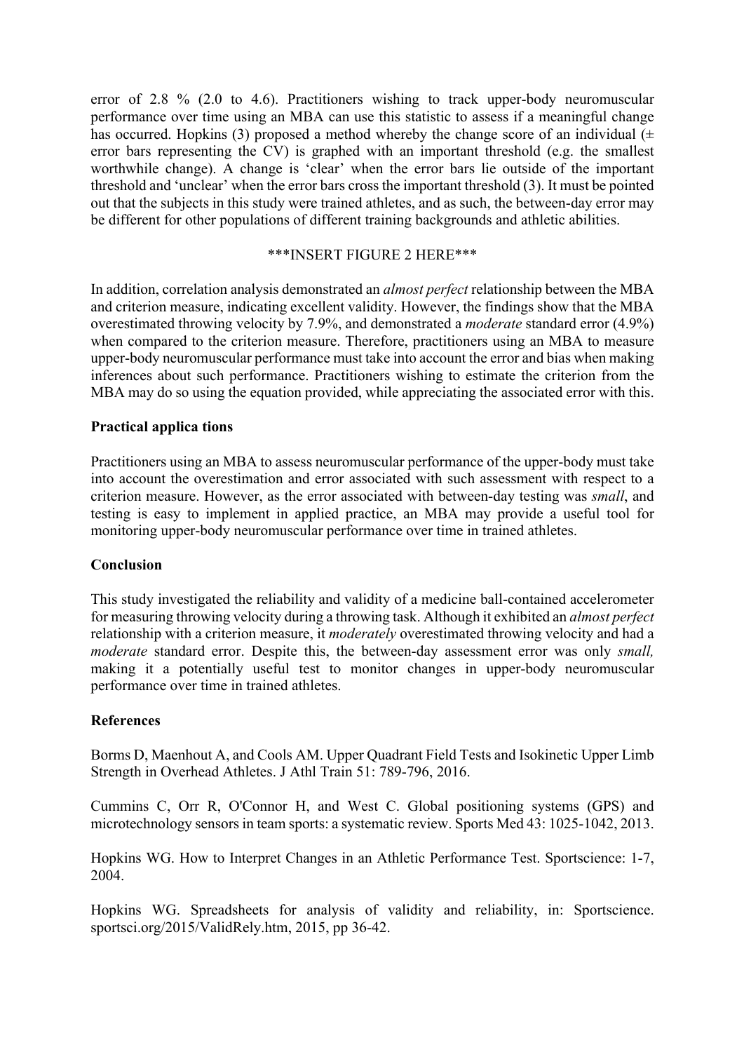error of 2.8 % (2.0 to 4.6). Practitioners wishing to track upper-body neuromuscular performance over time using an MBA can use this statistic to assess if a meaningful change has occurred. Hopkins (3) proposed a method whereby the change score of an individual (± error bars representing the CV) is graphed with an important threshold (e.g. the smallest worthwhile change). A change is 'clear' when the error bars lie outside of the important threshold and 'unclear' when the error bars cross the important threshold (3). It must be pointed out that the subjects in this study were trained athletes, and as such, the between-day error may be different for other populations of different training backgrounds and athletic abilities.

***INSERT FIGURE 2 HERE***

In addition, correlation analysis demonstrated an *almost perfect* relationship between the MBA and criterion measure, indicating excellent validity. However, the findings show that the MBA overestimated throwing velocity by 7.9%, and demonstrated a *moderate* standard error (4.9%) when compared to the criterion measure. Therefore, practitioners using an MBA to measure upper-body neuromuscular performance must take into account the error and bias when making inferences about such performance. Practitioners wishing to estimate the criterion from the MBA may do so using the equation provided, while appreciating the associated error with this.

**Practical applica tions**

Practitioners using an MBA to assess neuromuscular performance of the upper-body must take into account the overestimation and error associated with such assessment with respect to a criterion measure. However, as the error associated with between-day testing was *small*, and testing is easy to implement in applied practice, an MBA may provide a useful tool for monitoring upper-body neuromuscular performance over time in trained athletes.

**Conclusion**

This study investigated the reliability and validity of a medicine ball-contained accelerometer for measuring throwing velocity during a throwing task. Although it exhibited an *almost perfect* relationship with a criterion measure, it *moderately* overestimated throwing velocity and had a *moderate* standard error. Despite this, the between-day assessment error was only *small,* making it a potentially useful test to monitor changes in upper-body neuromuscular performance over time in trained athletes.

**References**

Borms D, Maenhout A, and Cools AM. Upper Quadrant Field Tests and Isokinetic Upper Limb Strength in Overhead Athletes. J Athl Train 51: 789-796, 2016.

Cummins C, Orr R, O'Connor H, and West C. Global positioning systems (GPS) and microtechnology sensors in team sports: a systematic review. Sports Med 43: 1025-1042, 2013.

Hopkins WG. How to Interpret Changes in an Athletic Performance Test. Sportscience: 1-7, 2004.

Hopkins WG. Spreadsheets for analysis of validity and reliability, in: Sportscience. sportsci.org/2015/ValidRely.htm, 2015, pp 36-42.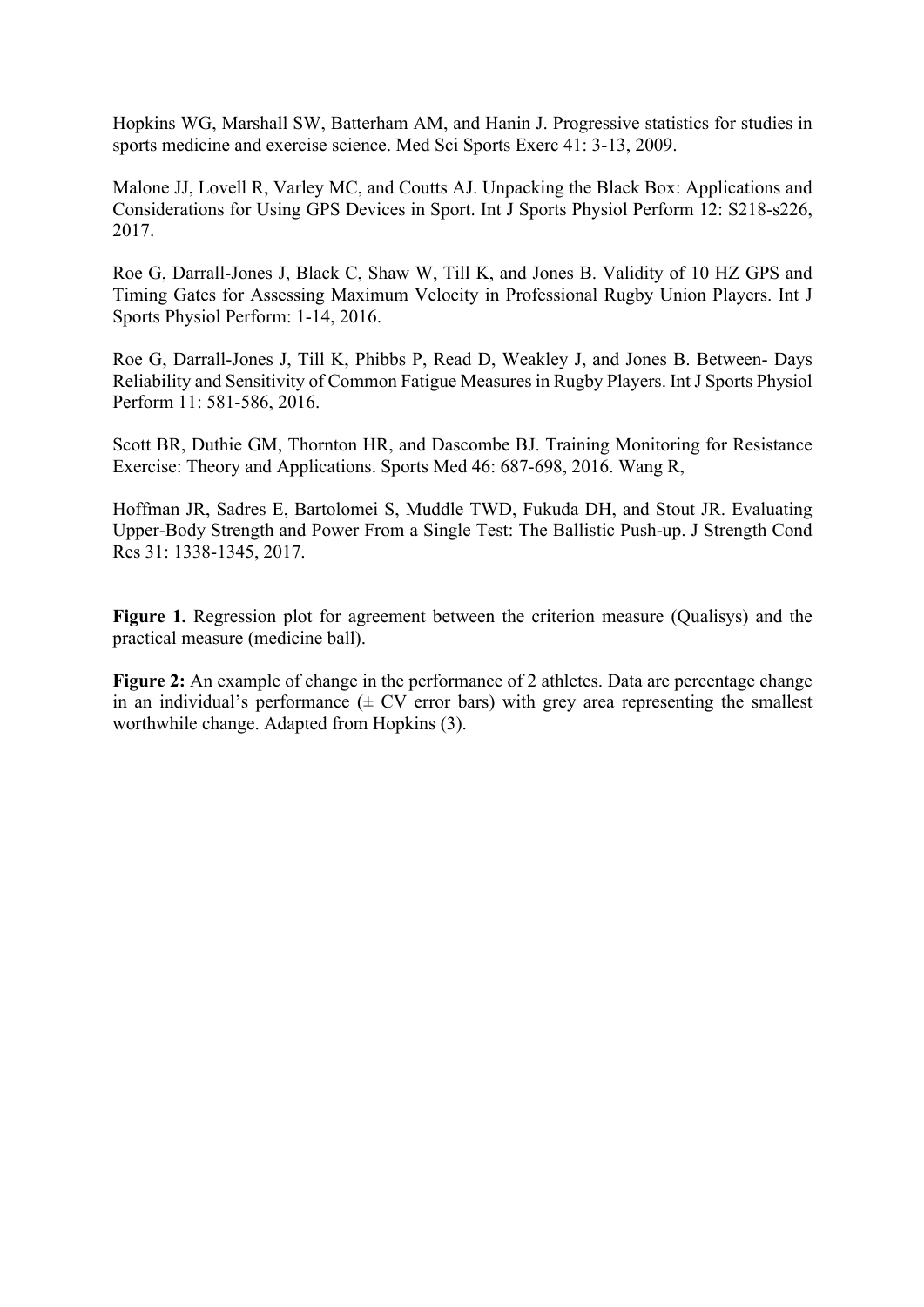Hopkins WG, Marshall SW, Batterham AM, and Hanin J. Progressive statistics for studies in sports medicine and exercise science. Med Sci Sports Exerc 41: 3-13, 2009.

Malone JJ, Lovell R, Varley MC, and Coutts AJ. Unpacking the Black Box: Applications and Considerations for Using GPS Devices in Sport. Int J Sports Physiol Perform 12: S218-s226, 2017.

Roe G, Darrall-Jones J, Black C, Shaw W, Till K, and Jones B. Validity of 10 HZ GPS and Timing Gates for Assessing Maximum Velocity in Professional Rugby Union Players. Int J Sports Physiol Perform: 1-14, 2016.

Roe G, Darrall-Jones J, Till K, Phibbs P, Read D, Weakley J, and Jones B. Between- Days Reliability and Sensitivity of Common Fatigue Measures in Rugby Players. Int J Sports Physiol Perform 11: 581-586, 2016.

Scott BR, Duthie GM, Thornton HR, and Dascombe BJ. Training Monitoring for Resistance Exercise: Theory and Applications. Sports Med 46: 687-698, 2016. Wang R,

Hoffman JR, Sadres E, Bartolomei S, Muddle TWD, Fukuda DH, and Stout JR. Evaluating Upper-Body Strength and Power From a Single Test: The Ballistic Push-up. J Strength Cond Res 31: 1338-1345, 2017.

**Figure 1.** Regression plot for agreement between the criterion measure (Qualisys) and the practical measure (medicine ball).

**Figure 2:** An example of change in the performance of 2 athletes. Data are percentage change in an individual's performance (± CV error bars) with grey area representing the smallest worthwhile change. Adapted from Hopkins (3).